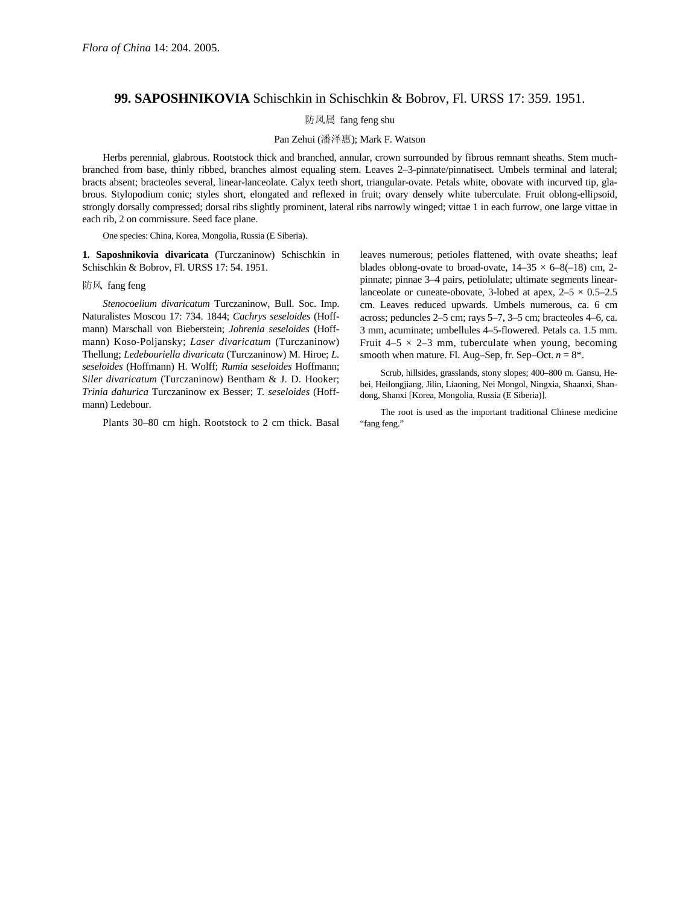*Flora of China* 14: 204. 2005.

## 99. **SAPOSHNIKOVIA** Schischkin in Schischkin & Bobrov, Fl. URSS 17: 359. 1951.

防风属 fang feng shu

Pan Zehui (潘泽惠); Mark F. Watson

Herbs perennial, glabrous. Rootstock thick and branched, annular, crown surrounded by fibrous remnant sheaths. Stem much-branched from base, thinly ribbed, branches almost equaling stem. Leaves 2–3-pinnate/pinnatisect. Umbels terminal and lateral; bracts absent; bracteoles several, linear-lanceolate. Calyx teeth short, triangular-ovate. Petals white, obovate with incurved tip, glabrous. Stylopodium conic; styles short, elongated and reflexed in fruit; ovary densely white tuberculate. Fruit oblong-ellipsoid, strongly dorsally compressed; dorsal ribs slightly prominent, lateral ribs narrowly winged; vittae 1 in each furrow, one large vittae in each rib, 2 on commissure. Seed face plane.

One species: China, Korea, Mongolia, Russia (E Siberia).

**1. Saposhnikovia divaricata** (Turczaninow) Schischkin in Schischkin & Bobrov, Fl. URSS 17: 54. 1951.

防风 fang feng

*Stenocoelium divaricatum* Turczaninow, Bull. Soc. Imp. Naturalistes Moscou 17: 734. 1844; *Cachrys seseloides* (Hoffmann) Marschall von Bieberstein; *Johrenia seseloides* (Hoffmann) Koso-Poljansky; *Laser divaricatum* (Turczaninow) Thellung; *Ledebouriella divaricata* (Turczaninow) M. Hiroe; *L. seseloides* (Hoffmann) H. Wolff; *Rumia seseloides* Hoffmann; *Siler divaricatum* (Turczaninow) Bentham & J. D. Hooker; *Trinia dahurica* Turczaninow ex Besser; *T. seseloides* (Hoffmann) Ledebour.

Plants 30–80 cm high. Rootstock to 2 cm thick. Basal leaves numerous; petioles flattened, with ovate sheaths; leaf blades oblong-ovate to broad-ovate, 14–35 × 6–8(–18) cm, 2-pinnate; pinnae 3–4 pairs, petiolulate; ultimate segments linear-lanceolate or cuneate-obovate, 3-lobed at apex, 2–5 × 0.5–2.5 cm. Leaves reduced upwards. Umbels numerous, ca. 6 cm across; peduncles 2–5 cm; rays 5–7, 3–5 cm; bracteoles 4–6, ca. 3 mm, acuminate; umbellules 4–5-flowered. Petals ca. 1.5 mm. Fruit 4–5 × 2–3 mm, tuberculate when young, becoming smooth when mature. Fl. Aug–Sep, fr. Sep–Oct. *n* = 8*.

Scrub, hillsides, grasslands, stony slopes; 400–800 m. Gansu, Hebei, Heilongjiang, Jilin, Liaoning, Nei Mongol, Ningxia, Shaanxi, Shandong, Shanxi [Korea, Mongolia, Russia (E Siberia)].

The root is used as the important traditional Chinese medicine "fang feng."